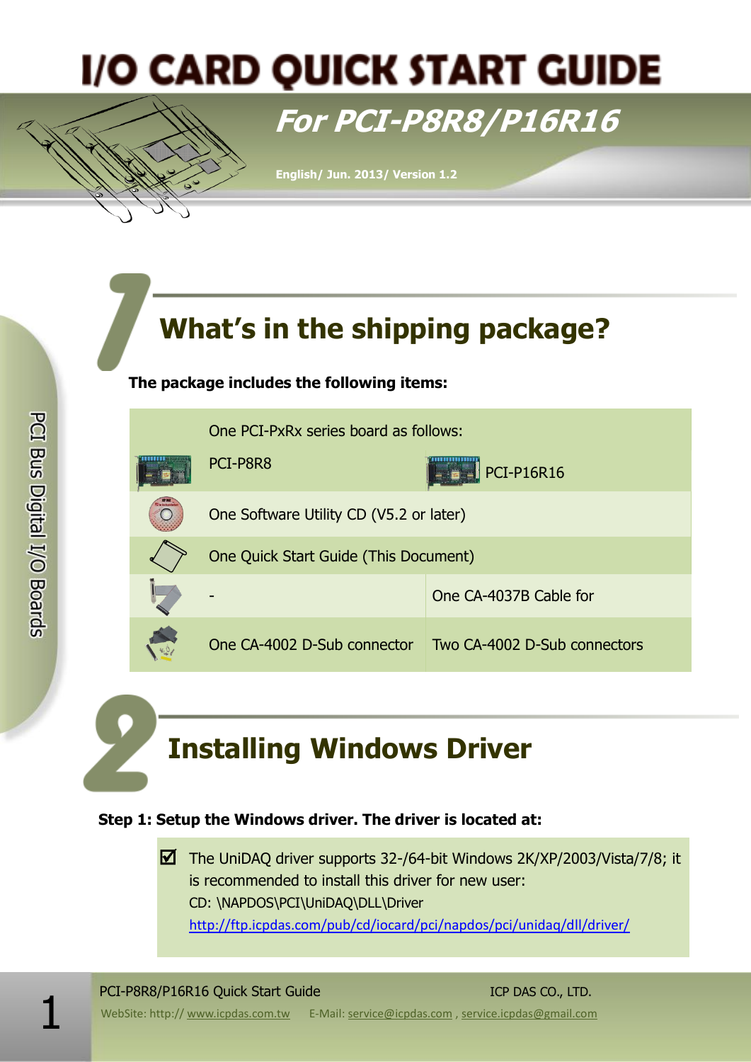# I/O CARD QUICK START GUIDE

## For PCI-P8R8/P16R16

English/ Jun. 2013/ Version 1.2

PCI Bus Digital I/O Boards

## 1 What's in the shipping package?

**The package includes the following items:**

| One PCI-PxRx series board as follows: | |
|---|---|
| PCI-P8R8 | PCI-P16R16 |
| One Software Utility CD (V5.2 or later) | |
| One Quick Start Guide (This Document) | |
| - | One CA-4037B Cable for |
| One CA-4002 D-Sub connector | Two CA-4002 D-Sub connectors |

## 2 Installing Windows Driver

**Step 1: Setup the Windows driver. The driver is located at:**

☑ The UniDAQ driver supports 32-/64-bit Windows 2K/XP/2003/Vista/7/8; it is recommended to install this driver for new user:
CD: \NAPDOS\PCI\UniDAQ\DLL\Driver
http://ftp.icpdas.com/pub/cd/iocard/pci/napdos/pci/unidaq/dll/driver/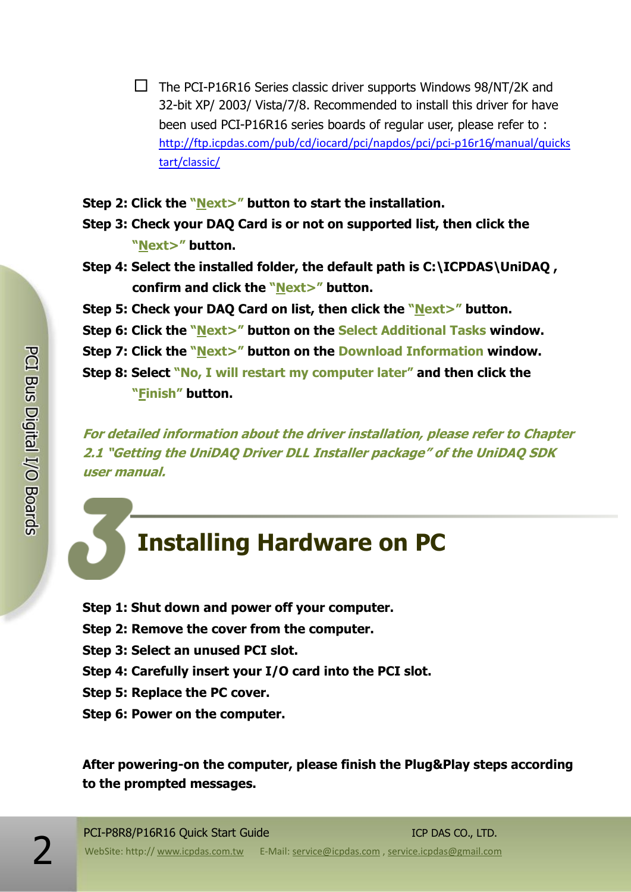- [ ] The PCI-P16R16 Series classic driver supports Windows 98/NT/2K and 32-bit XP/ 2003/ Vista/7/8. Recommended to install this driver for have been used PCI-P16R16 series boards of regular user, please refer to : http://ftp.icpdas.com/pub/cd/iocard/pci/napdos/pci/pci-p16r16/manual/quickstart/classic/

**Step 2: Click the "Next>" button to start the installation.**

**Step 3: Check your DAQ Card is or not on supported list, then click the "Next>" button.**

**Step 4: Select the installed folder, the default path is C:\ICPDAS\UniDAQ , confirm and click the "Next>" button.**

**Step 5: Check your DAQ Card on list, then click the "Next>" button.**

**Step 6: Click the "Next>" button on the Select Additional Tasks window.**

**Step 7: Click the "Next>" button on the Download Information window.**

**Step 8: Select "No, I will restart my computer later" and then click the "Finish" button.**

***For detailed information about the driver installation, please refer to Chapter 2.1 "Getting the UniDAQ Driver DLL Installer package" of the UniDAQ SDK user manual.***

# 3 Installing Hardware on PC

**Step 1: Shut down and power off your computer.**

**Step 2: Remove the cover from the computer.**

**Step 3: Select an unused PCI slot.**

**Step 4: Carefully insert your I/O card into the PCI slot.**

**Step 5: Replace the PC cover.**

**Step 6: Power on the computer.**

**After powering-on the computer, please finish the Plug&Play steps according to the prompted messages.**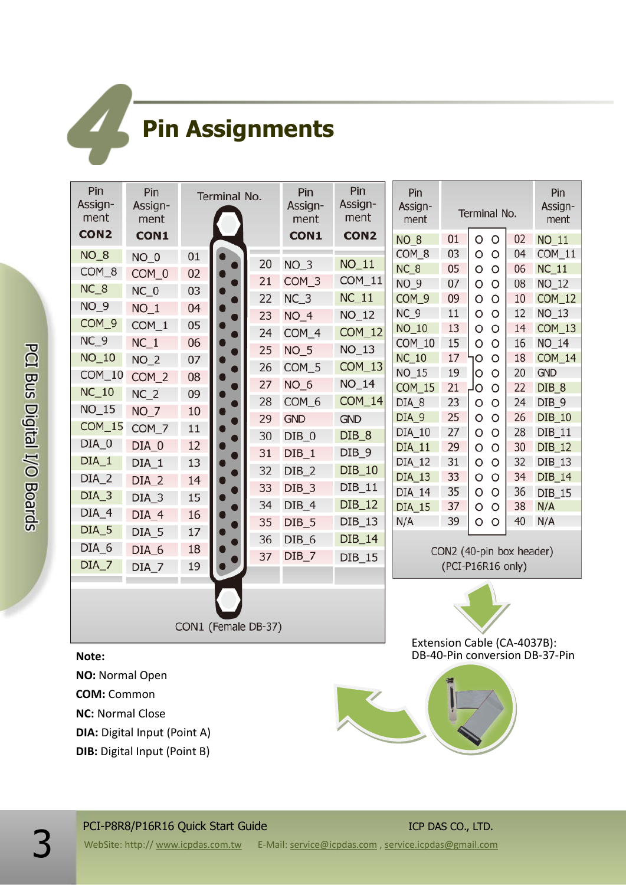# 4 Pin Assignments

| Pin Assignment CON2 | Pin Assignment CON1 | Terminal No. | Terminal No. | Pin Assignment CON1 | Pin Assignment CON2 |
|---|---|---|---|---|---|
| NO_8 | NO_0 | 01 | 20 | NO_3 | NO_11 |
| COM_8 | COM_0 | 02 | 21 | COM_3 | COM_11 |
| NC_8 | NC_0 | 03 | 22 | NC_3 | NC_11 |
| NO_9 | NO_1 | 04 | 23 | NO_4 | NO_12 |
| COM_9 | COM_1 | 05 | 24 | COM_4 | COM_12 |
| NC_9 | NC_1 | 06 | 25 | NO_5 | NO_13 |
| NO_10 | NO_2 | 07 | 26 | COM_5 | COM_13 |
| COM_10 | COM_2 | 08 | 27 | NO_6 | NO_14 |
| NC_10 | NC_2 | 09 | 28 | COM_6 | COM_14 |
| NO_15 | NO_7 | 10 | 29 | GND | GND |
| COM_15 | COM_7 | 11 | 30 | DIB_0 | DIB_8 |
| DIA_0 | DIA_0 | 12 | 31 | DIB_1 | DIB_9 |
| DIA_1 | DIA_1 | 13 | 32 | DIB_2 | DIB_10 |
| DIA_2 | DIA_2 | 14 | 33 | DIB_3 | DIB_11 |
| DIA_3 | DIA_3 | 15 | 34 | DIB_4 | DIB_12 |
| DIA_4 | DIA_4 | 16 | 35 | DIB_5 | DIB_13 |
| DIA_5 | DIA_5 | 17 | 36 | DIB_6 | DIB_14 |
| DIA_6 | DIA_6 | 18 | 37 | DIB_7 | DIB_15 |
| DIA_7 | DIA_7 | 19 | | | |

CON1 (Female DB-37)

| Pin Assignment | Terminal No. | Terminal No. | Pin Assignment |
|---|---|---|---|
| NO_8 | 01 | 02 | NO_11 |
| COM_8 | 03 | 04 | COM_11 |
| NC_8 | 05 | 06 | NC_11 |
| NO_9 | 07 | 08 | NO_12 |
| COM_9 | 09 | 10 | COM_12 |
| NC_9 | 11 | 12 | NO_13 |
| NO_10 | 13 | 14 | COM_13 |
| COM_10 | 15 | 16 | NO_14 |
| NC_10 | 17 | 18 | COM_14 |
| NO_15 | 19 | 20 | GND |
| COM_15 | 21 | 22 | DIB_8 |
| DIA_8 | 23 | 24 | DIB_9 |
| DIA_9 | 25 | 26 | DIB_10 |
| DIA_10 | 27 | 28 | DIB_11 |
| DIA_11 | 29 | 30 | DIB_12 |
| DIA_12 | 31 | 32 | DIB_13 |
| DIA_13 | 33 | 34 | DIB_14 |
| DIA_14 | 35 | 36 | DIB_15 |
| DIA_15 | 37 | 38 | N/A |
| N/A | 39 | 40 | N/A |

CON2 (40-pin box header)
(PCI-P16R16 only)

Extension Cable (CA-4037B):
DB-40-Pin conversion DB-37-Pin

**Note:**

**NO:** Normal Open

**COM:** Common

**NC:** Normal Close

**DIA:** Digital Input (Point A)

**DIB:** Digital Input (Point B)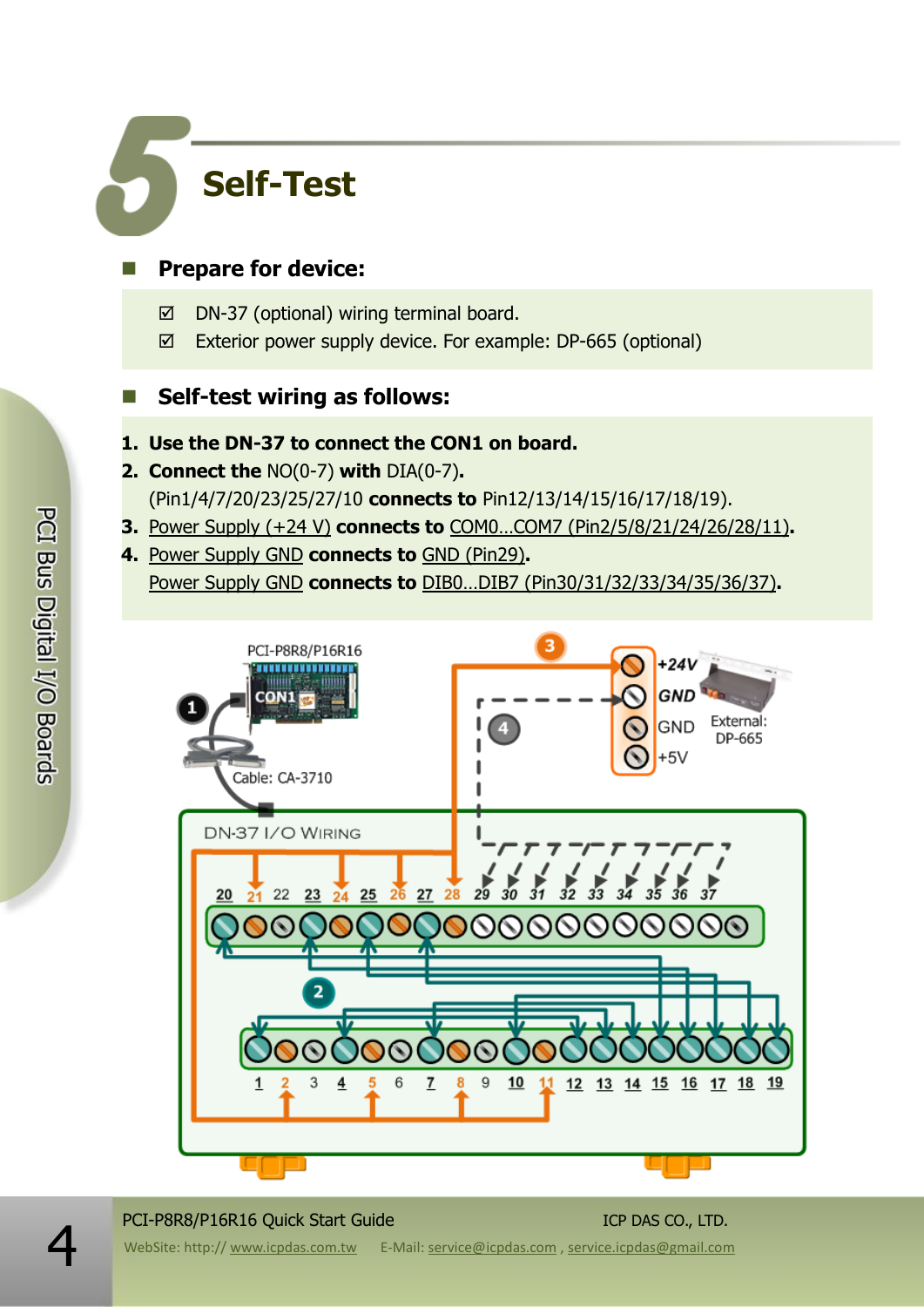# 5 Self-Test

## Prepare for device:

- ☑ DN-37 (optional) wiring terminal board.
- ☑ Exterior power supply device. For example: DP-665 (optional)

## Self-test wiring as follows:

1. **Use the DN-37 to connect the CON1 on board.**
2. **Connect the** NO(0-7) **with** DIA(0-7).
   (Pin1/4/7/20/23/25/27/10 **connects to** Pin12/13/14/15/16/17/18/19).
3. Power Supply (+24 V) **connects to** COM0…COM7 (Pin2/5/8/21/24/26/28/11).
4. Power Supply GND **connects to** GND (Pin29).
   Power Supply GND **connects to** DIB0…DIB7 (Pin30/31/32/33/34/35/36/37).

PCI-P8R8/P16R16

CON1

Cable: CA-3710

+24V

GND

GND

+5V

External: DP-665

DN-37 I/O WIRING

20 21 22 23 24 25 26 27 28 29 30 31 32 33 34 35 36 37

1 2 3 4 5 6 7 8 9 10 11 12 13 14 15 16 17 18 19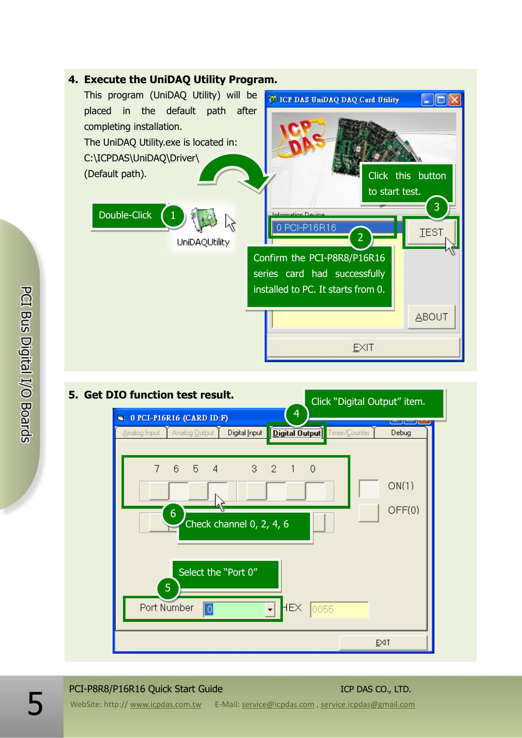## 4. Execute the UniDAQ Utility Program.

This program (UniDAQ Utility) will be placed in the default path after completing installation.

The UniDAQ Utility.exe is located in:

C:\ICPDAS\UniDAQ\Driver\

(Default path).

Double-Click 1

UniDAQUtility

ICP DAS UniDAQ DAQ Card Utility

Click this button to start test. 3

Information Device

0 PCI-P16R16 2

TEST

Confirm the PCI-P8R8/P16R16 series card had successfully installed to PC. It starts from 0.

ABOUT

EXIT

## 5. Get DIO function test result.

Click "Digital Output" item. 4

0 PCI-P16R16 (CARD ID:F)

Analog Input | Analog Output | Digital Input | Digital Output | Timer/Counter | Debug

7 6 5 4 3 2 1 0

ON(1)

OFF(0)

6 Check channel 0, 2, 4, 6

Select the "Port 0" 5

Port Number 0 HEX 0055

EXIT

PCI Bus Digital I/O Boards

PCI-P8R8/P16R16 Quick Start Guide ICP DAS CO., LTD.

WebSite: http:// www.icpdas.com.tw E-Mail: service@icpdas.com , service.icpdas@gmail.com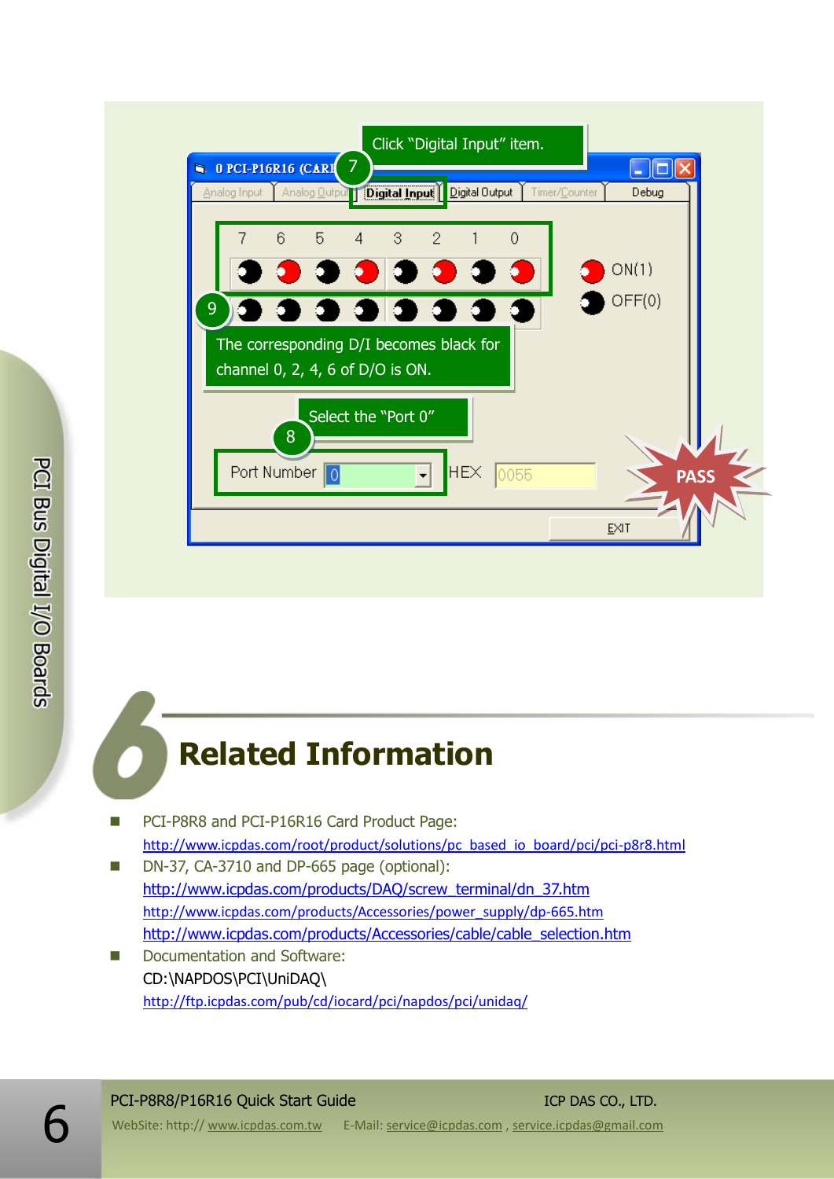Click "Digital Input" item.

0 PCI-P16R16 (CARD

7

Analog Input | Analog Output | Digital Input | Digital Output | Timer/Counter | Debug

7 6 5 4 3 2 1 0

ON(1)

OFF(0)

9

The corresponding D/I becomes black for channel 0, 2, 4, 6 of D/O is ON.

Select the "Port 0"

8

Port Number 0 HEX 0055

PASS

EXIT

# 6 Related Information

- PCI-P8R8 and PCI-P16R16 Card Product Page:
  http://www.icpdas.com/root/product/solutions/pc_based_io_board/pci/pci-p8r8.html
- DN-37, CA-3710 and DP-665 page (optional):
  http://www.icpdas.com/products/DAQ/screw_terminal/dn_37.htm
  http://www.icpdas.com/products/Accessories/power_supply/dp-665.htm
  http://www.icpdas.com/products/Accessories/cable/cable_selection.htm
- Documentation and Software:
  CD:\NAPDOS\PCI\UniDAQ\
  http://ftp.icpdas.com/pub/cd/iocard/pci/napdos/pci/unidaq/